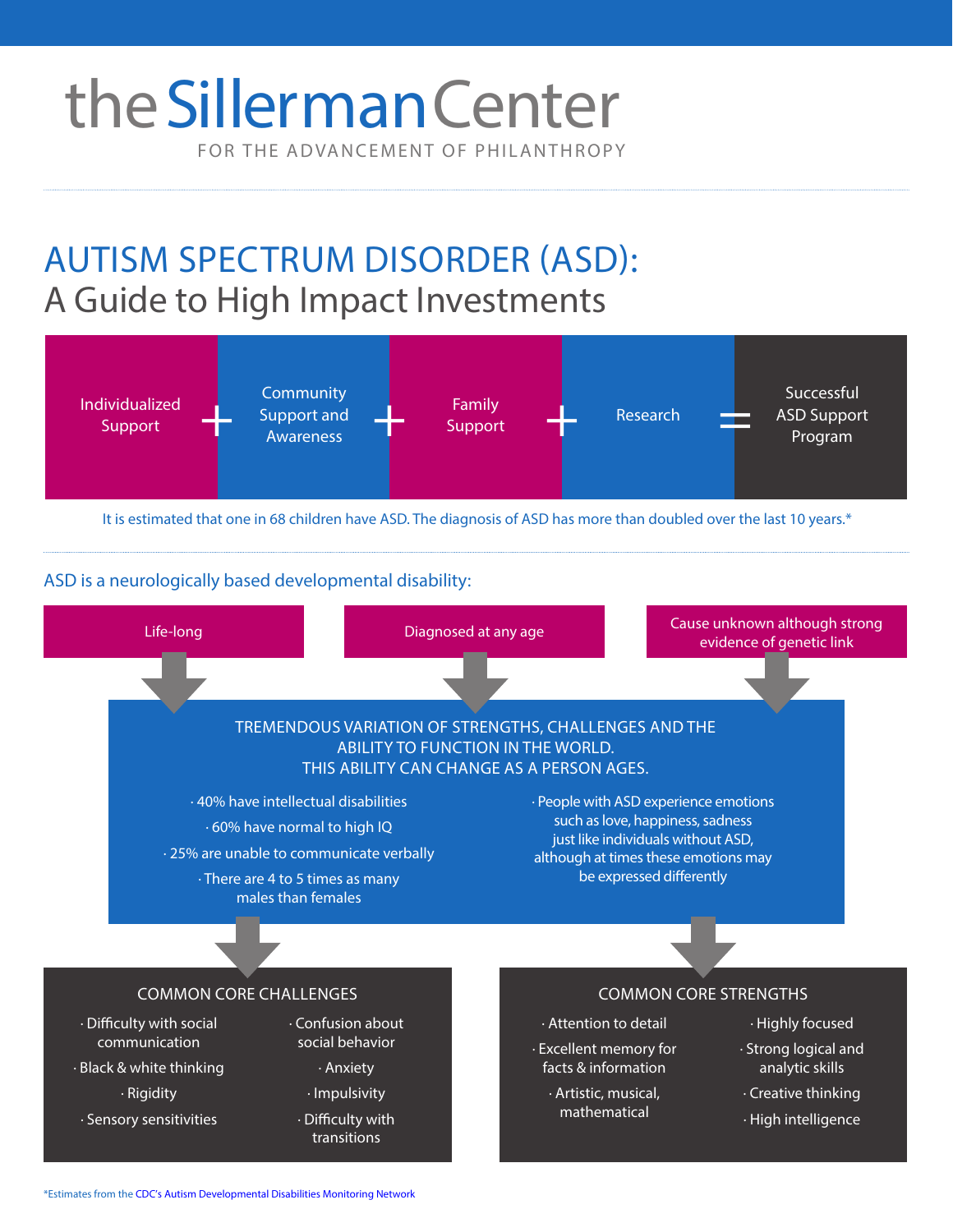# the Sillerman Center

FOR THE ADVANCEMENT OF PHILANTHROPY

## AUTISM SPECTRUM DISORDER (ASD):
## A Guide to High Impact Investments

Individualized Support + Community Support and Awareness + Family Support + Research = Successful ASD Support Program

It is estimated that one in 68 children have ASD. The diagnosis of ASD has more than doubled over the last 10 years.*

### ASD is a neurologically based developmental disability:

- Life-long
- Diagnosed at any age
- Cause unknown although strong evidence of genetic link

**TREMENDOUS VARIATION OF STRENGTHS, CHALLENGES AND THE ABILITY TO FUNCTION IN THE WORLD. THIS ABILITY CAN CHANGE AS A PERSON AGES.**

- 40% have intellectual disabilities
- 60% have normal to high IQ
- 25% are unable to communicate verbally
- There are 4 to 5 times as many males than females
- People with ASD experience emotions such as love, happiness, sadness just like individuals without ASD, although at times these emotions may be expressed differently

### COMMON CORE CHALLENGES

- Difficulty with social communication
- Black & white thinking
- Rigidity
- Sensory sensitivities
- Confusion about social behavior
- Anxiety
- Impulsivity
- Difficulty with transitions

### COMMON CORE STRENGTHS

- Attention to detail
- Excellent memory for facts & information
- Artistic, musical, mathematical
- Highly focused
- Strong logical and analytic skills
- Creative thinking
- High intelligence

*Estimates from the CDC's Autism Developmental Disabilities Monitoring Network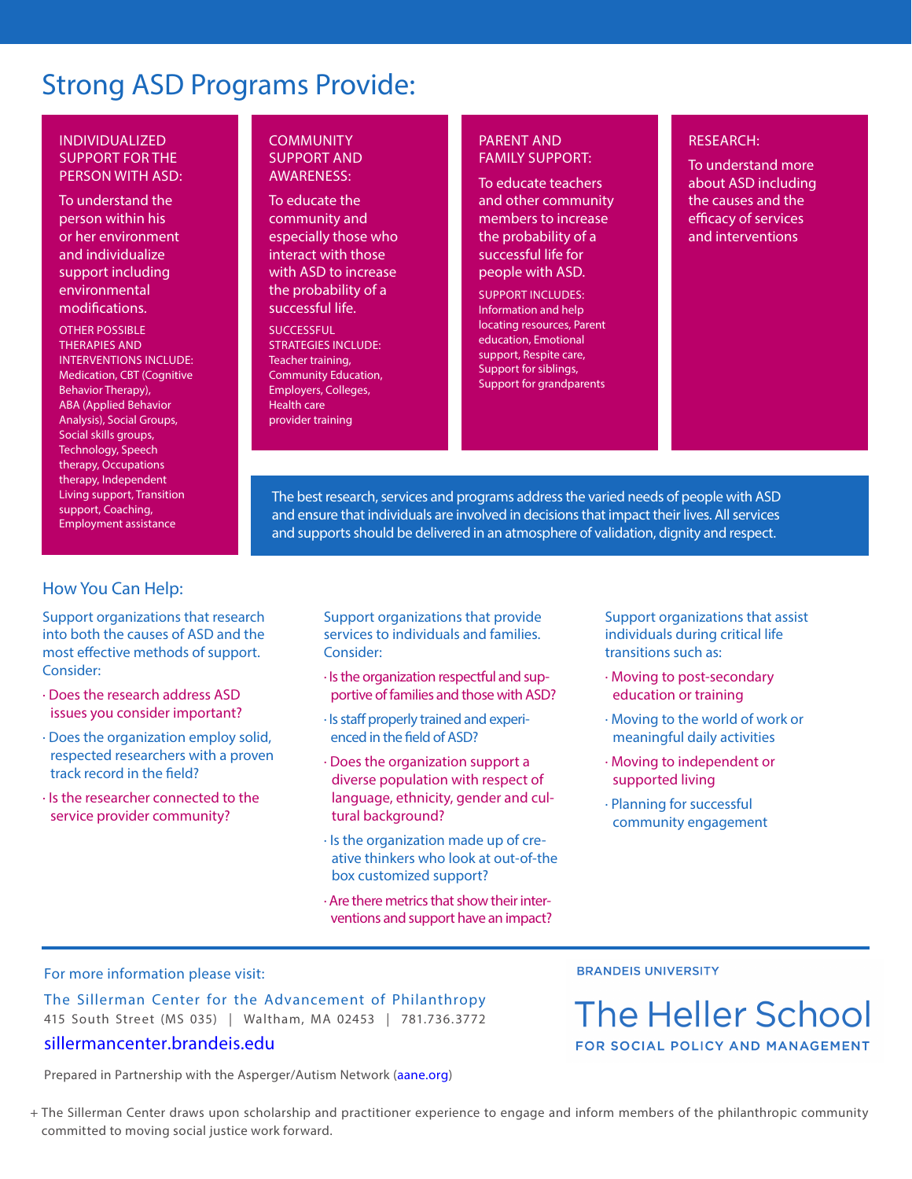# Strong ASD Programs Provide:

### INDIVIDUALIZED SUPPORT FOR THE PERSON WITH ASD:

To understand the person within his or her environment and individualize support including environmental modifications.

OTHER POSSIBLE THERAPIES AND INTERVENTIONS INCLUDE: Medication, CBT (Cognitive Behavior Therapy), ABA (Applied Behavior Analysis), Social Groups, Social skills groups, Technology, Speech therapy, Occupations therapy, Independent Living support, Transition support, Coaching, Employment assistance

### COMMUNITY SUPPORT AND AWARENESS:

To educate the community and especially those who interact with those with ASD to increase the probability of a successful life.

SUCCESSFUL STRATEGIES INCLUDE: Teacher training, Community Education, Employers, Colleges, Health care provider training

### PARENT AND FAMILY SUPPORT:

To educate teachers and other community members to increase the probability of a successful life for people with ASD.

SUPPORT INCLUDES: Information and help locating resources, Parent education, Emotional support, Respite care, Support for siblings, Support for grandparents

### RESEARCH:

To understand more about ASD including the causes and the efficacy of services and interventions

The best research, services and programs address the varied needs of people with ASD and ensure that individuals are involved in decisions that impact their lives. All services and supports should be delivered in an atmosphere of validation, dignity and respect.

## How You Can Help:

Support organizations that research into both the causes of ASD and the most effective methods of support. Consider:

- Does the research address ASD issues you consider important?
- Does the organization employ solid, respected researchers with a proven track record in the field?
- Is the researcher connected to the service provider community?

Support organizations that provide services to individuals and families. Consider:

- Is the organization respectful and supportive of families and those with ASD?
- Is staff properly trained and experienced in the field of ASD?
- Does the organization support a diverse population with respect of language, ethnicity, gender and cultural background?
- Is the organization made up of creative thinkers who look at out-of-the box customized support?
- Are there metrics that show their interventions and support have an impact?

Support organizations that assist individuals during critical life transitions such as:

- Moving to post-secondary education or training
- Moving to the world of work or meaningful daily activities
- Moving to independent or supported living
- Planning for successful community engagement

For more information please visit:

The Sillerman Center for the Advancement of Philanthropy
415 South Street (MS 035) | Waltham, MA 02453 | 781.736.3772

sillermancenter.brandeis.edu

BRANDEIS UNIVERSITY
The Heller School
FOR SOCIAL POLICY AND MANAGEMENT

Prepared in Partnership with the Asperger/Autism Network (aane.org)

+ The Sillerman Center draws upon scholarship and practitioner experience to engage and inform members of the philanthropic community committed to moving social justice work forward.